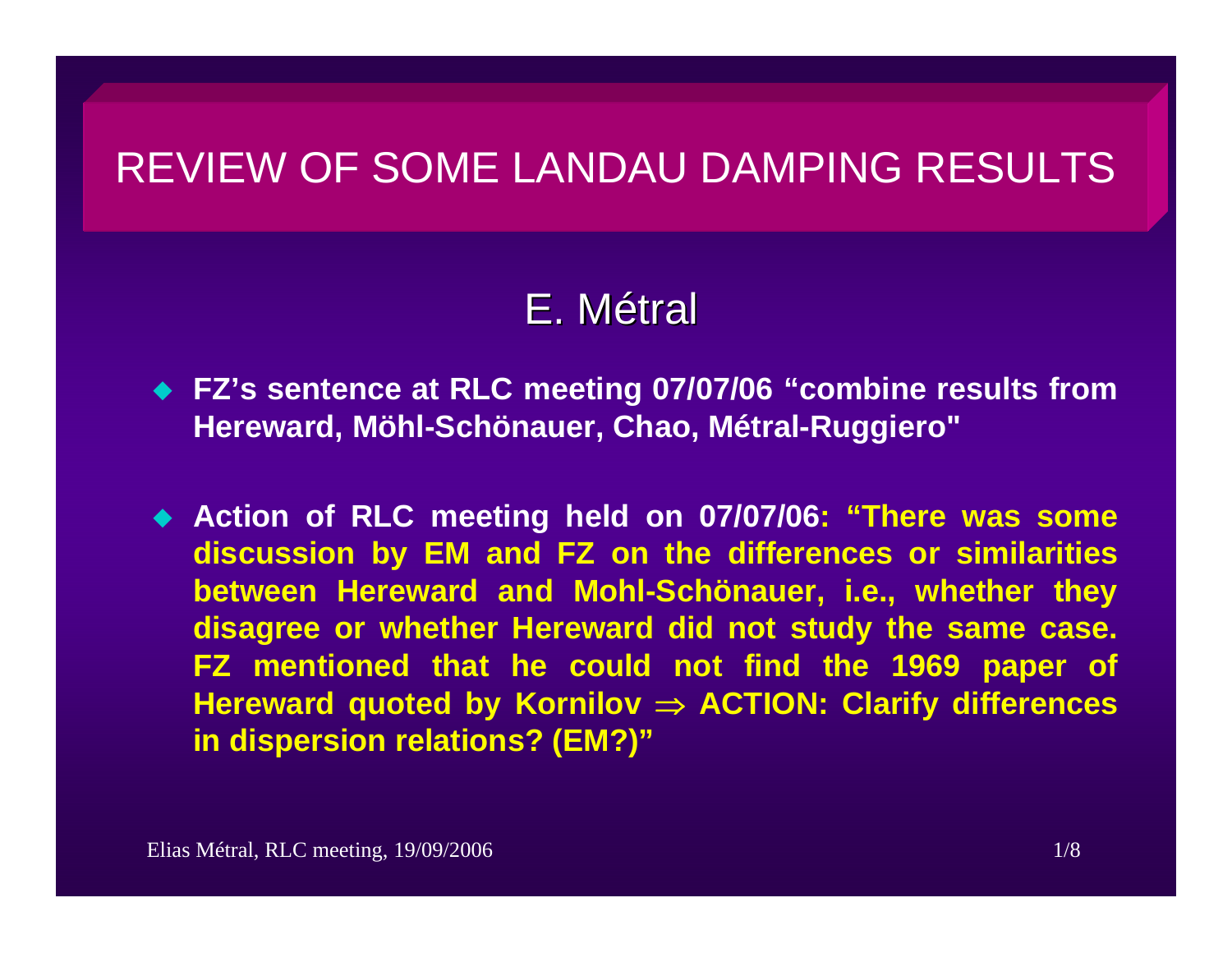# REVIEW OF SOME LANDAU DAMPING RESULTS

## E. Métral

- **FZ's sentence at RLC meeting 07/07/06 "combine results from Hereward, Möhl-Schönauer, Chao, Métral-Ruggiero"**

- **Action of RLC meeting held on 07/07/06: "There was some discussion by EM and FZ on the differences or similarities between Hereward and Mohl-Schönauer, i.e., whether they disagree or whether Hereward did not study the same case. FZ mentioned that he could not find the 1969 paper of Hereward quoted by Kornilov $\Rightarrow$ ACTION: Clarify differences in dispersion relations? (EM?)"**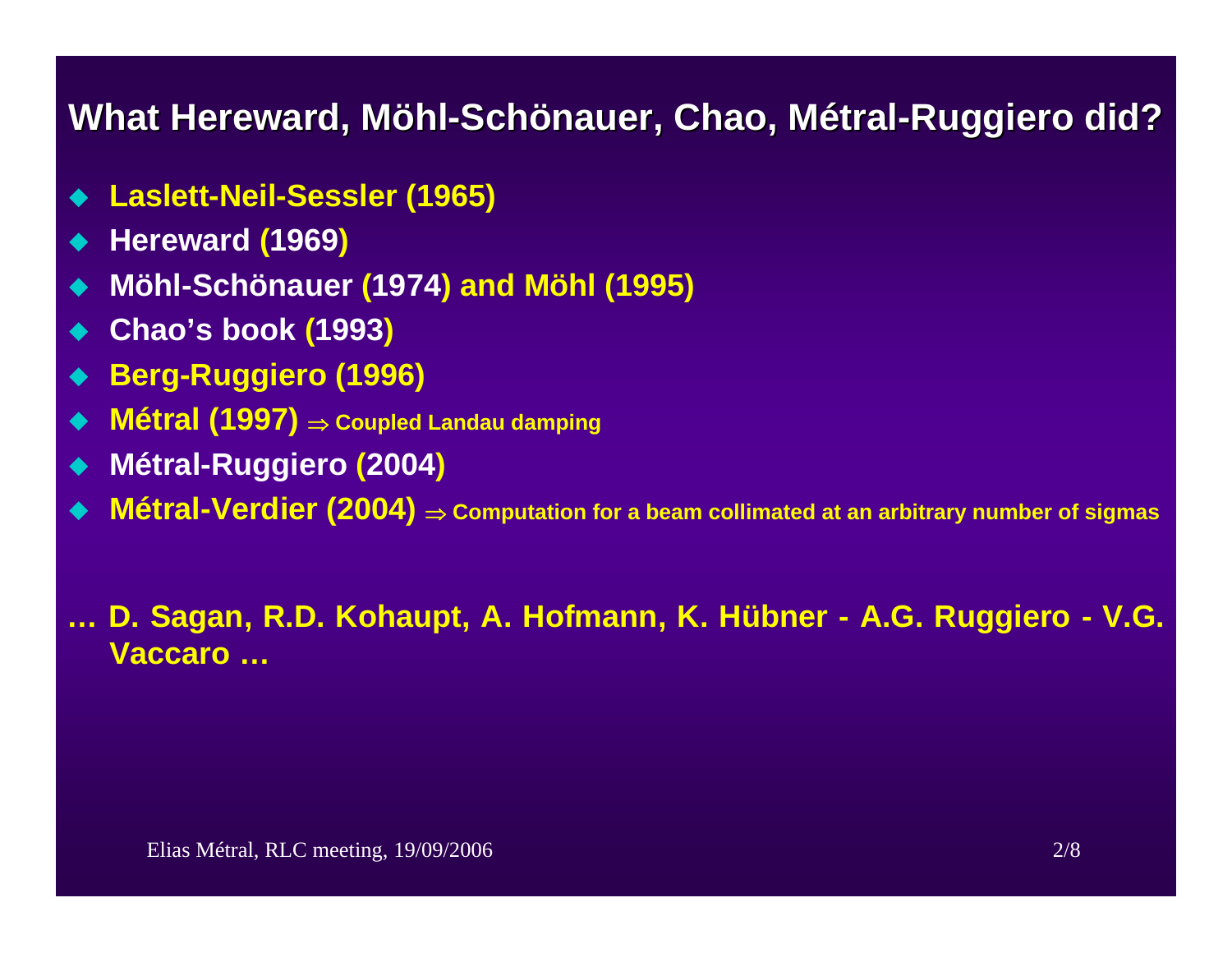# What Hereward, Möhl-Schönauer, Chao, Métral-Ruggiero did?

- **Laslett-Neil-Sessler (1965)**
- **Hereward (1969)**
- **Möhl-Schönauer (1974) and Möhl (1995)**
- **Chao's book (1993)**
- **Berg-Ruggiero (1996)**
- **Métral (1997)** $\Rightarrow$ **Coupled Landau damping**
- **Métral-Ruggiero (2004)**
- **Métral-Verdier (2004)** $\Rightarrow$ **Computation for a beam collimated at an arbitrary number of sigmas**

**… D. Sagan, R.D. Kohaupt, A. Hofmann, K. Hübner - A.G. Ruggiero - V.G. Vaccaro …**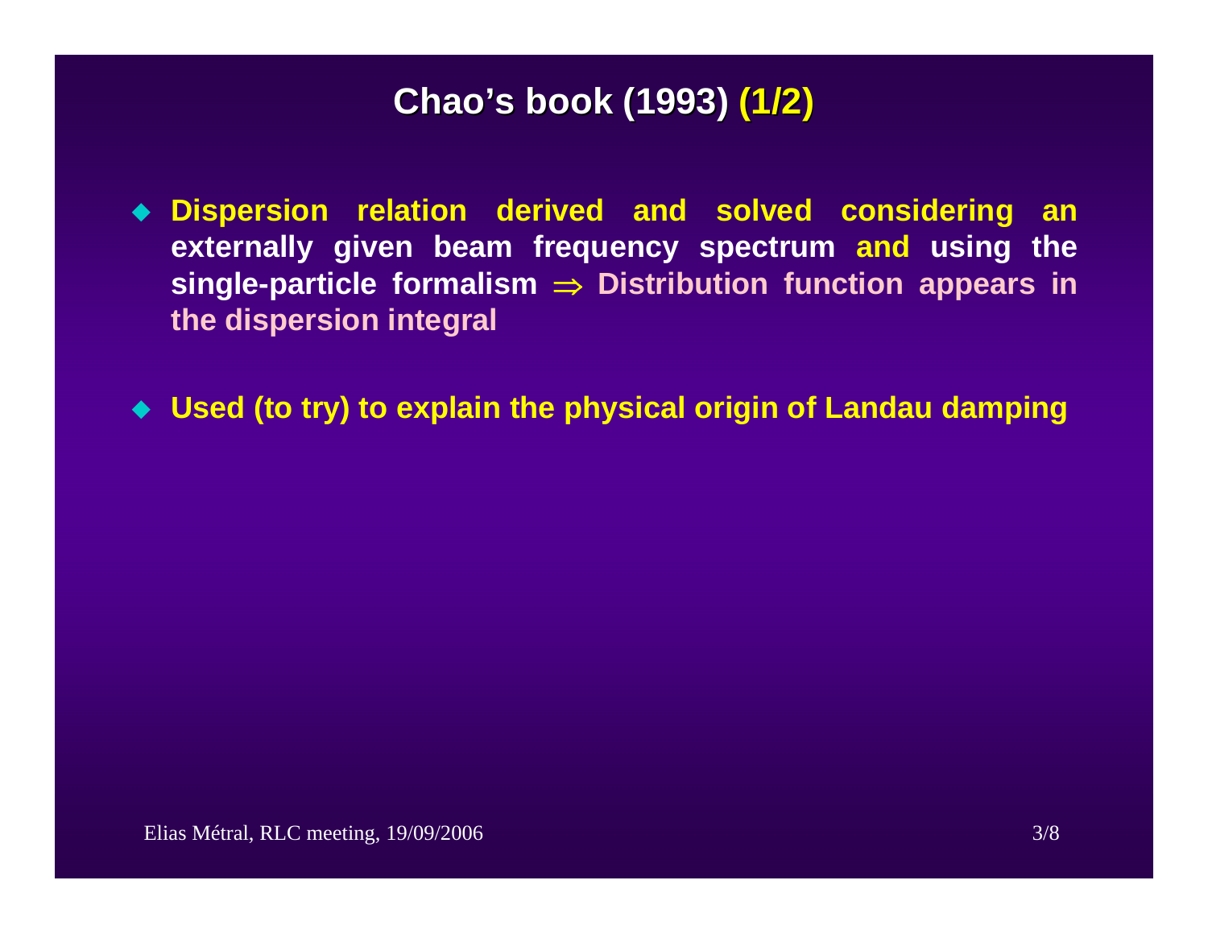# Chao's book (1993) (1/2)

- Dispersion relation derived and solved considering an externally given beam frequency spectrum and using the single-particle formalism $\Rightarrow$ Distribution function appears in the dispersion integral

- Used (to try) to explain the physical origin of Landau damping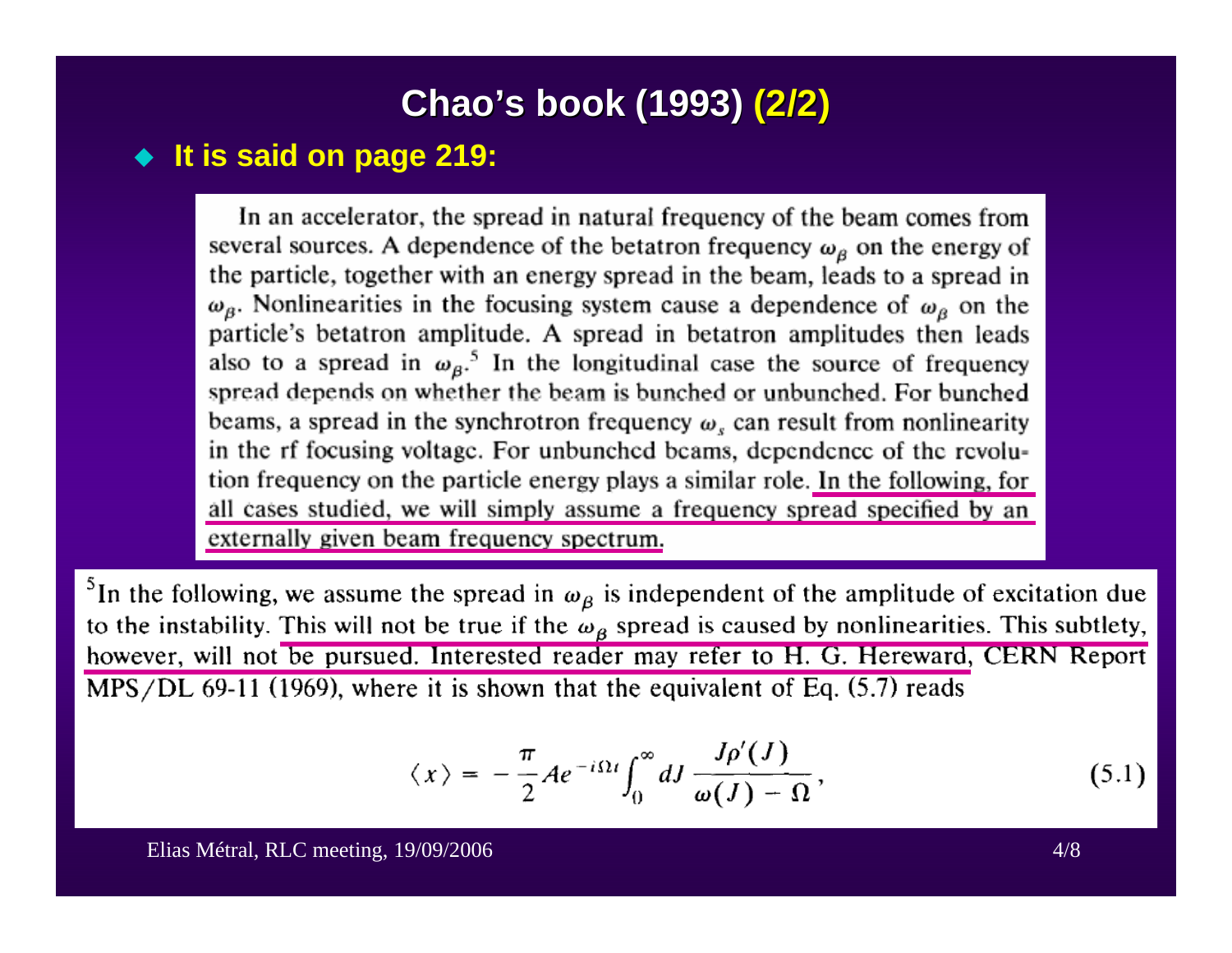## Chao's book (1993) (2/2)

- **It is said on page 219:**

In an accelerator, the spread in natural frequency of the beam comes from several sources. A dependence of the betatron frequency $\omega_\beta$ on the energy of the particle, together with an energy spread in the beam, leads to a spread in $\omega_\beta$. Nonlinearities in the focusing system cause a dependence of $\omega_\beta$ on the particle's betatron amplitude. A spread in betatron amplitudes then leads also to a spread in $\omega_\beta$.[5] In the longitudinal case the source of frequency spread depends on whether the beam is bunched or unbunched. For bunched beams, a spread in the synchrotron frequency $\omega_s$ can result from nonlinearity in the rf focusing voltage. For unbunched beams, dependence of the revolution frequency on the particle energy plays a similar role. In the following, for all cases studied, we will simply assume a frequency spread specified by an externally given beam frequency spectrum.

[5] In the following, we assume the spread in $\omega_\beta$ is independent of the amplitude of excitation due to the instability. This will not be true if the $\omega_\beta$ spread is caused by nonlinearities. This subtlety, however, will not be pursued. Interested reader may refer to H. G. Hereward, CERN Report MPS/DL 69-11 (1969), where it is shown that the equivalent of Eq. (5.7) reads

$$\langle x \rangle = -\frac{\pi}{2} A e^{-i\Omega t} \int_0^\infty dJ \, \frac{J\rho'(J)}{\omega(J) - \Omega}, \tag{5.1}$$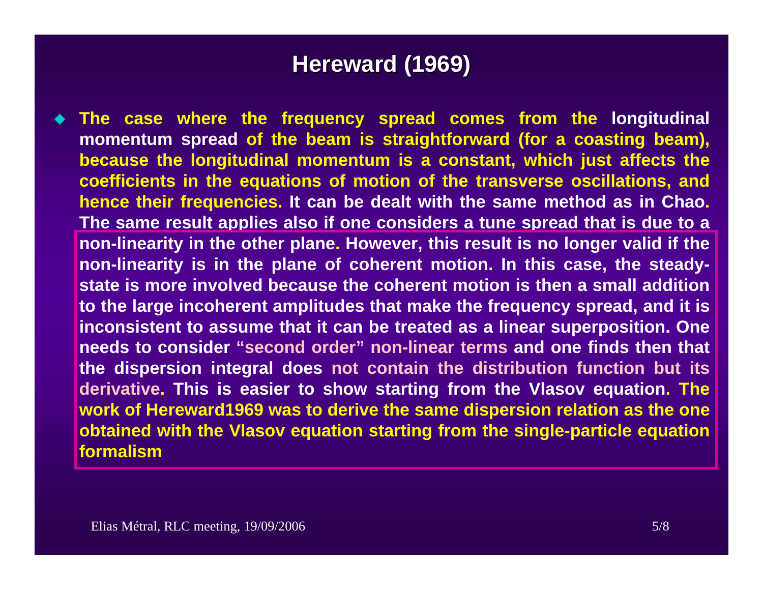# Hereward (1969)

- The case where the frequency spread comes from the **longitudinal momentum spread** of the beam is straightforward (for a coasting beam), because the longitudinal momentum is a constant, which just affects the coefficients in the equations of motion of the transverse oscillations, and hence their frequencies. It can be dealt with the same method as in Chao. The same result applies also if one considers a tune spread that is due to a non-linearity in the other plane. However, this result is no longer valid if the non-linearity is in the plane of coherent motion. In this case, the steady-state is more involved because the coherent motion is then a small addition to the large incoherent amplitudes that make the frequency spread, and it is inconsistent to assume that it can be treated as a linear superposition. One needs to consider "second order" non-linear terms and one finds then that the dispersion integral does not contain the distribution function but its derivative. This is easier to show starting from the Vlasov equation. The work of Hereward1969 was to derive the same dispersion relation as the one obtained with the Vlasov equation starting from the single-particle equation formalism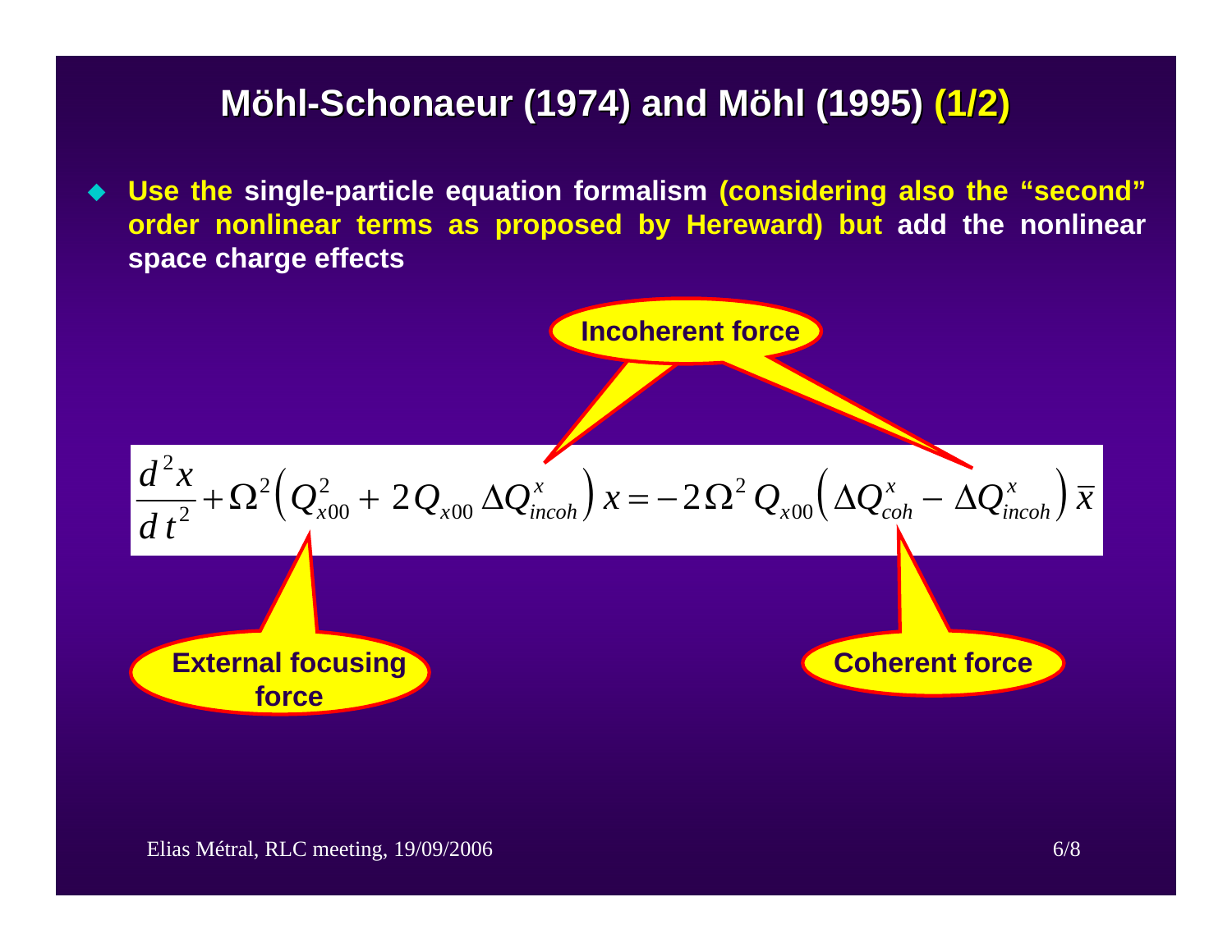## Möhl-Schonaeur (1974) and Möhl (1995) (1/2)

- **Use the single-particle equation formalism (considering also the "second" order nonlinear terms as proposed by Hereward) but add the nonlinear space charge effects**

$$\frac{d^2 x}{d t^2} + \Omega^2 \left( Q_{x00}^2 + 2 Q_{x00} \, \Delta Q_{incoh}^x \right) x = -2 \Omega^2 Q_{x00} \left( \Delta Q_{coh}^x - \Delta Q_{incoh}^x \right) \overline{x}$$

Incoherent force

External focusing force

Coherent force

Elias Métral, RLC meeting, 19/09/2006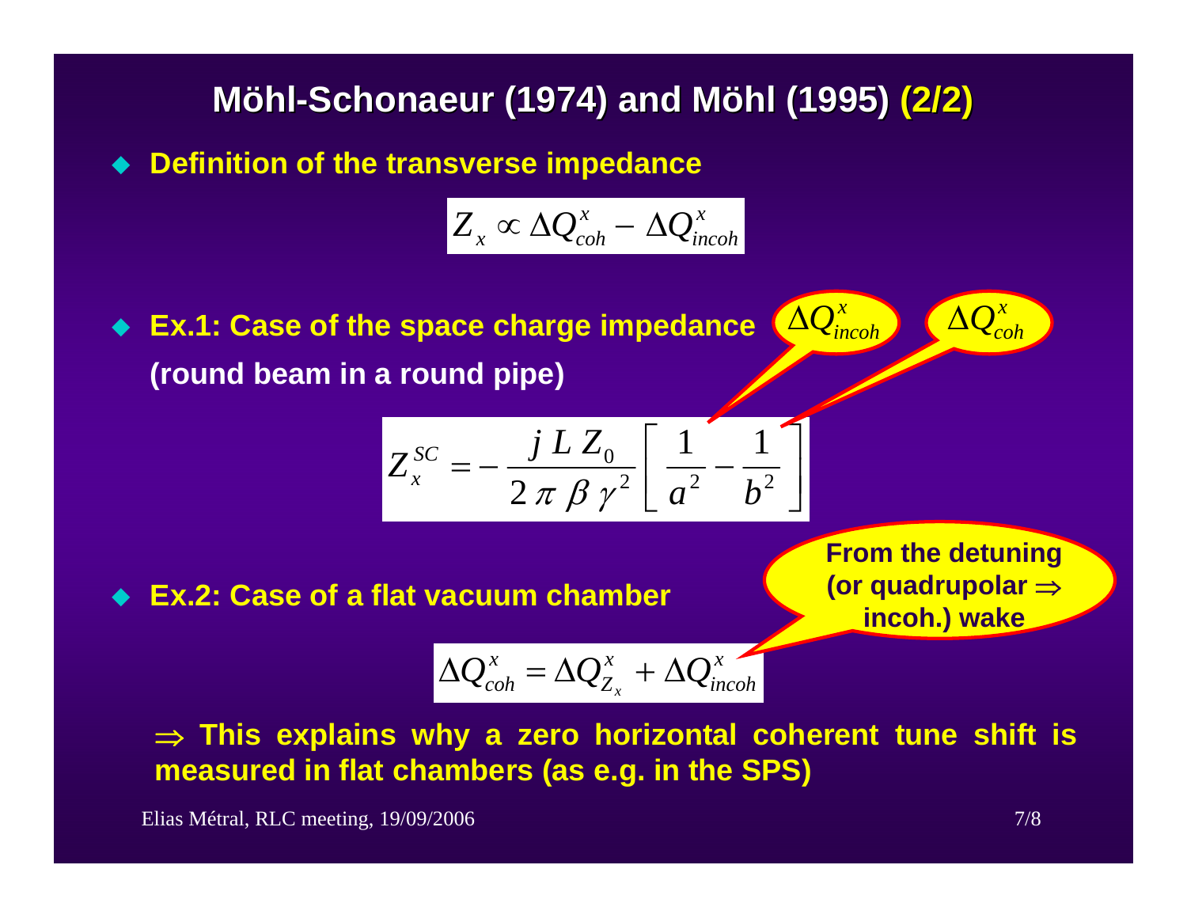# Möhl-Schonaeur (1974) and Möhl (1995) (2/2)

- **Definition of the transverse impedance**

$$Z_x \propto \Delta Q_{coh}^x - \Delta Q_{incoh}^x$$

- **Ex.1: Case of the space charge impedance (round beam in a round pipe)**

$$Z_x^{SC} = - \frac{j \, L \, Z_0}{2 \, \pi \, \beta \, \gamma^2} \left[ \frac{1}{a^2} - \frac{1}{b^2} \right]$$

$\frac{1}{a^2}$ ↔ $\Delta Q_{incoh}^x$ ; $\frac{1}{b^2}$ ↔ $\Delta Q_{coh}^x$

- **Ex.2: Case of a flat vacuum chamber**

$$\Delta Q_{coh}^x = \Delta Q_{Z_x}^x + \Delta Q_{incoh}^x$$

**From the detuning (or quadrupolar ⇒ incoh.) wake** (refers to $\Delta Q_{incoh}^x$)

⇒ **This explains why a zero horizontal coherent tune shift is measured in flat chambers (as e.g. in the SPS)**

Elias Métral, RLC meeting, 19/09/2006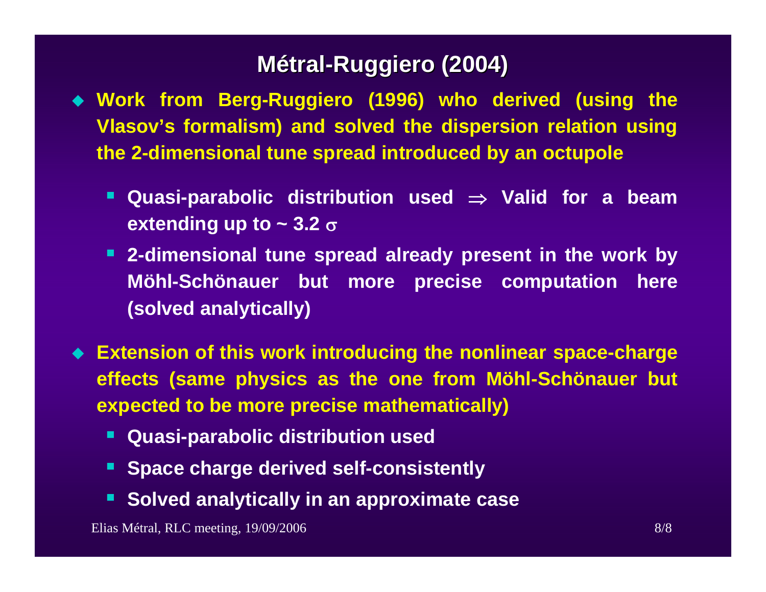# Métral-Ruggiero (2004)

- **Work from Berg-Ruggiero (1996) who derived (using the Vlasov's formalism) and solved the dispersion relation using the 2-dimensional tune spread introduced by an octupole**
  - **Quasi-parabolic distribution used $\Rightarrow$ Valid for a beam extending up to ~ 3.2 $\sigma$**
  - **2-dimensional tune spread already present in the work by Möhl-Schönauer but more precise computation here (solved analytically)**

- **Extension of this work introducing the nonlinear space-charge effects (same physics as the one from Möhl-Schönauer but expected to be more precise mathematically)**
  - **Quasi-parabolic distribution used**
  - **Space charge derived self-consistently**
  - **Solved analytically in an approximate case**